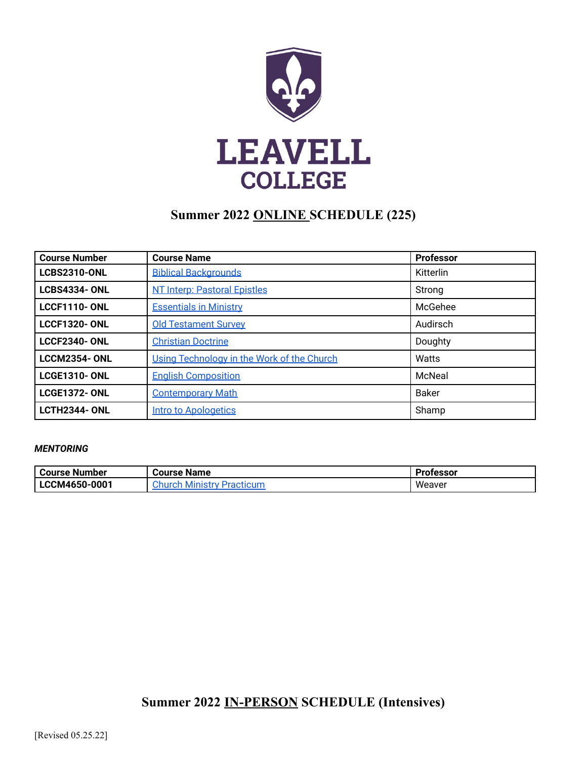LEAVELL
COLLEGE

## Summer 2022 ONLINE SCHEDULE (225)

| Course Number | Course Name | Professor |
| --- | --- | --- |
| LCBS2310-ONL | Biblical Backgrounds | Kitterlin |
| LCBS4334- ONL | NT Interp: Pastoral Epistles | Strong |
| LCCF1110- ONL | Essentials in Ministry | McGehee |
| LCCF1320- ONL | Old Testament Survey | Audirsch |
| LCCF2340- ONL | Christian Doctrine | Doughty |
| LCCM2354- ONL | Using Technology in the Work of the Church | Watts |
| LCGE1310- ONL | English Composition | McNeal |
| LCGE1372- ONL | Contemporary Math | Baker |
| LCTH2344- ONL | Intro to Apologetics | Shamp |

***MENTORING***

| Course Number | Course Name | Professor |
| --- | --- | --- |
| LCCM4650-0001 | Church Ministry Practicum | Weaver |

## Summer 2022 IN-PERSON SCHEDULE (Intensives)

[Revised 05.25.22]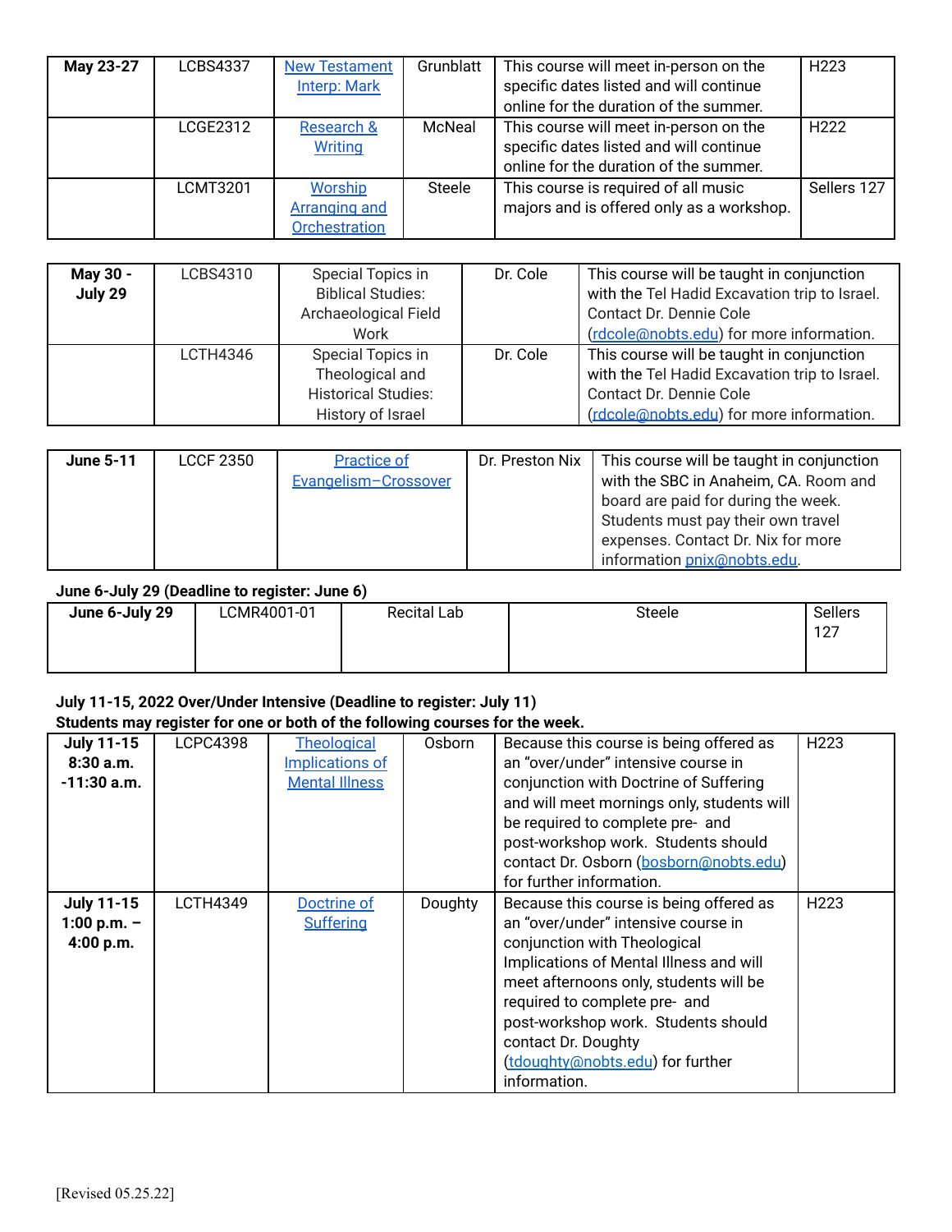| | | | | | |
|---|---|---|---|---|---|
| **May 23-27** | LCBS4337 | New Testament Interp: Mark | Grunblatt | This course will meet in-person on the specific dates listed and will continue online for the duration of the summer. | H223 |
| | LCGE2312 | Research & Writing | McNeal | This course will meet in-person on the specific dates listed and will continue online for the duration of the summer. | H222 |
| | LCMT3201 | Worship Arranging and Orchestration | Steele | This course is required of all music majors and is offered only as a workshop. | Sellers 127 |

| | | | | |
|---|---|---|---|---|
| **May 30 - July 29** | LCBS4310 | Special Topics in Biblical Studies: Archaeological Field Work | Dr. Cole | This course will be taught in conjunction with the Tel Hadid Excavation trip to Israel. Contact Dr. Dennie Cole (rdcole@nobts.edu) for more information. |
| | LCTH4346 | Special Topics in Theological and Historical Studies: History of Israel | Dr. Cole | This course will be taught in conjunction with the Tel Hadid Excavation trip to Israel. Contact Dr. Dennie Cole (rdcole@nobts.edu) for more information. |

| | | | | |
|---|---|---|---|---|
| **June 5-11** | LCCF 2350 | Practice of Evangelism–Crossover | Dr. Preston Nix | This course will be taught in conjunction with the SBC in Anaheim, CA. Room and board are paid for during the week. Students must pay their own travel expenses. Contact Dr. Nix for more information pnix@nobts.edu. |

**June 6-July 29 (Deadline to register: June 6)**

| | | | | |
|---|---|---|---|---|
| **June 6-July 29** | LCMR4001-01 | Recital Lab | Steele | Sellers 127 |

**July 11-15, 2022 Over/Under Intensive (Deadline to register: July 11)**
**Students may register for one or both of the following courses for the week.**

| | | | | | |
|---|---|---|---|---|---|
| **July 11-15 8:30 a.m. -11:30 a.m.** | LCPC4398 | Theological Implications of Mental Illness | Osborn | Because this course is being offered as an "over/under" intensive course in conjunction with Doctrine of Suffering and will meet mornings only, students will be required to complete pre- and post-workshop work. Students should contact Dr. Osborn (bosborn@nobts.edu) for further information. | H223 |
| **July 11-15 1:00 p.m. – 4:00 p.m.** | LCTH4349 | Doctrine of Suffering | Doughty | Because this course is being offered as an "over/under" intensive course in conjunction with Theological Implications of Mental Illness and will meet afternoons only, students will be required to complete pre- and post-workshop work. Students should contact Dr. Doughty (tdoughty@nobts.edu) for further information. | H223 |

[Revised 05.25.22]